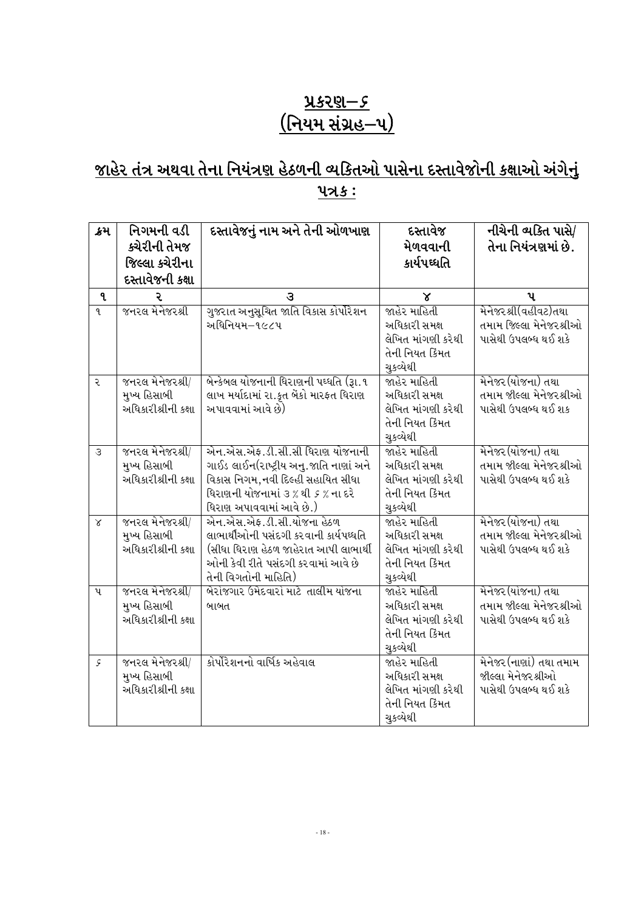# પ્રકરણ–૬
# (નિયમ સંગ્રહ–૫)

## જાહેર તંત્ર અથવા તેના નિયંત્રણ હેઠળની વ્યકિતઓ પાસેના દસ્તાવેજોની કક્ષાઓ અંગેનું પત્રક :

| ક્રમ | નિગમની વડી કચેરીની તેમજ જિલ્લા કચેરીના દસ્તાવેજની કક્ષા | દસ્તાવેજનું નામ અને તેની ઓળખાણ | દસ્તાવેજ મેળવવાની કાર્યપધ્ધતિ | નીચેની વ્યક્તિ પાસે/ તેના નિયંત્રણમાં છે. |
|---|---|---|---|---|
| ૧ | ૨ | ૩ | ૪ | ૫ |
| ૧ | જનરલ મેનેજરશ્રી | ગુજરાત અનુસૂચિત જાતિ વિકાસ કોર્પોરેશન અધિનિયમ–૧૯૮૫ | જાહેર માહિતી અધિકારી સમક્ષ લેખિત માંગણી કરેથી તેની નિયત કિંમત ચુકવ્યેથી | મેનેજરશ્રી(વહીવટ)તથા તમામ જિલ્લા મેનેજરશ્રીઓ પાસેથી ઉપલબ્ધ થઈ શકે |
| ૨ | જનરલ મેનેજરશ્રી/ મુખ્ય હિસાબી અધિકારીશ્રીની કક્ષા | બેન્કેબલ યોજનાની ધિરાણની પધ્ધતિ (રૂા.૧ લાખ મર્યાદામાં રા.કૃત બેંકો મારફત ધિરાણ અપાવવામાં આવે છે) | જાહેર માહિતી અધિકારી સમક્ષ લેખિત માંગણી કરેથી તેની નિયત કિંમત ચુકવ્યેથી | મેનેજર(યોજના) તથા તમામ જીલ્લા મેનેજરશ્રીઓ પાસેથી ઉપલબ્ધ થઈ શક |
| ૩ | જનરલ મેનેજરશ્રી/ મુખ્ય હિસાબી અધિકારીશ્રીની કક્ષા | એન.એસ.એફ.ડી.સી.સી ધિરાણ યોજનાની ગાઈડ લાઈન(રાષ્ટ્રીય અનુ.જાતિ નાણાં અને વિકાસ નિગમ,નવી દિલ્હી સહાયિત સીધા ધિરાણની યોજનામાં ૩ % થી ૬ % ના દરે ધિરાણ અપાવવામાં આવે છે.) | જાહેર માહિતી અધિકારી સમક્ષ લેખિત માંગણી કરેથી તેની નિયત કિંમત ચુકવ્યેથી | મેનેજર(યોજના) તથા તમામ જીલ્લા મેનેજરશ્રીઓ પાસેથી ઉપલબ્ધ થઈ શકે |
| ૪ | જનરલ મેનેજરશ્રી/ મુખ્ય હિસાબી અધિકારીશ્રીની કક્ષા | એન.એસ.એફ.ડી.સી.યોજના હેઠળ લાભાર્થીઓની પસંદગી કરવાની કાર્યપધ્ધતિ (સીધા ધિરાણ હેઠળ જાહેરાત આપી લાભાર્થી ઓની કેવી રીતે પસંદગી કરવામાં આવે છે તેની વિગતોની માહિતિ) | જાહેર માહિતી અધિકારી સમક્ષ લેખિત માંગણી કરેથી તેની નિયત કિંમત ચુકવ્યેથી | મેનેજર(યોજના) તથા તમામ જીલ્લા મેનેજરશ્રીઓ પાસેથી ઉપલબ્ધ થઈ શકે |
| ૫ | જનરલ મેનેજરશ્રી/ મુખ્ય હિસાબી અધિકારીશ્રીની કક્ષા | બેરોજગાર ઉમેદવારો માટે તાલીમ યોજના બાબત | જાહેર માહિતી અધિકારી સમક્ષ લેખિત માંગણી કરેથી તેની નિયત કિંમત ચુકવ્યેથી | મેનેજર(યોજના) તથા તમામ જીલ્લા મેનેજરશ્રીઓ પાસેથી ઉપલબ્ધ થઈ શકે |
| ૬ | જનરલ મેનેજરશ્રી/ મુખ્ય હિસાબી અધિકારીશ્રીની કક્ષા | કોર્પોરેશનનો વાર્ષિક અહેવાલ | જાહેર માહિતી અધિકારી સમક્ષ લેખિત માંગણી કરેથી તેની નિયત કિંમત ચુકવ્યેથી | મેનેજર(નાણાં) તથા તમામ જીલ્લા મેનેજરશ્રીઓ પાસેથી ઉપલબ્ધ થઈ શકે |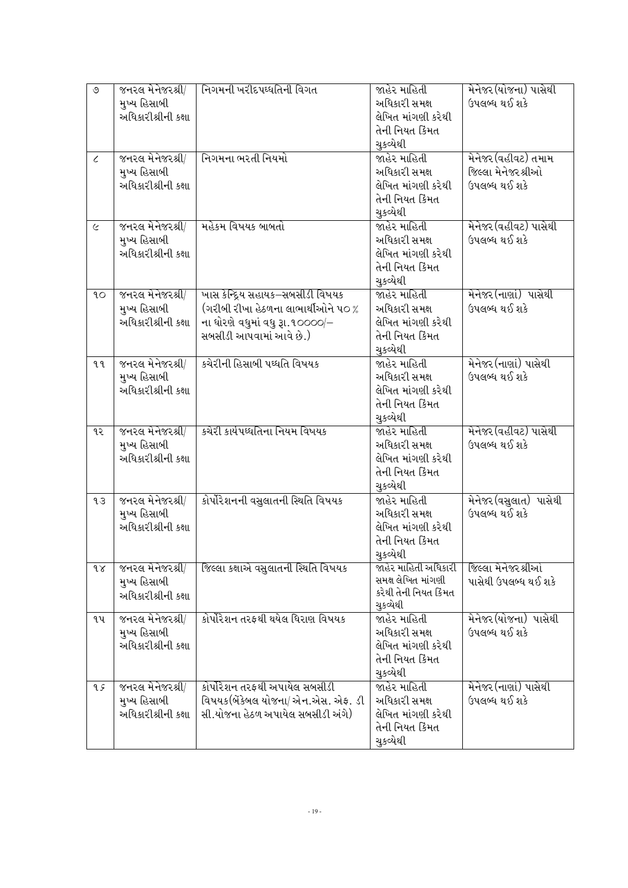| ૭ | જનરલ મેનેજરશ્રી/ મુખ્ય હિસાબી અધિકારીશ્રીની કક્ષા | નિગમની ખરીદપધ્ધતિની વિગત | જાહેર માહિતી અધિકારી સમક્ષ લેખિત માંગણી કરેથી તેની નિયત કિંમત ચુકવ્યેથી | મેનેજર(યોજના) પાસેથી ઉપલબ્ધ થઈ શકે |
|---|---|---|---|---|
| ૮ | જનરલ મેનેજરશ્રી/ મુખ્ય હિસાબી અધિકારીશ્રીની કક્ષા | નિગમના ભરતી નિયમો | જાહેર માહિતી અધિકારી સમક્ષ લેખિત માંગણી કરેથી તેની નિયત કિંમત ચુકવ્યેથી | મેનેજર(વહીવટ) તમામ જિલ્લા મેનેજરશ્રીઓ ઉપલબ્ધ થઈ શકે |
| ૯ | જનરલ મેનેજરશ્રી/ મુખ્ય હિસાબી અધિકારીશ્રીની કક્ષા | મહેકમ વિષયક બાબતો | જાહેર માહિતી અધિકારી સમક્ષ લેખિત માંગણી કરેથી તેની નિયત કિંમત ચુકવ્યેથી | મેનેજર(વહીવટ) પાસેથી ઉપલબ્ધ થઈ શકે |
| ૧૦ | જનરલ મેનેજરશ્રી/ મુખ્ય હિસાબી અધિકારીશ્રીની કક્ષા | ખાસ કેન્દ્રિય સહાયક–સબસીડી વિષયક (ગરીબી રીખા હેઠળના લાભાર્થીઓને ૫૦% ના ધોરણે વધુમાં વધુ રૂ.૧૦૦૦૦/– સબસીડી આપવામાં આવે છે.) | જાહેર માહિતી અધિકારી સમક્ષ લેખિત માંગણી કરેથી તેની નિયત કિંમત ચુકવ્યેથી | મેનેજર(નાણાં) પાસેથી ઉપલબ્ધ થઈ શકે |
| ૧૧ | જનરલ મેનેજરશ્રી/ મુખ્ય હિસાબી અધિકારીશ્રીની કક્ષા | કચેરીની હિસાબી પધ્ધતિ વિષયક | જાહેર માહિતી અધિકારી સમક્ષ લેખિત માંગણી કરેથી તેની નિયત કિંમત ચુકવ્યેથી | મેનેજર(નાણાં) પાસેથી ઉપલબ્ધ થઈ શકે |
| ૧૨ | જનરલ મેનેજરશ્રી/ મુખ્ય હિસાબી અધિકારીશ્રીની કક્ષા | કચેરી કાર્યપધ્ધતિના નિયમ વિષયક | જાહેર માહિતી અધિકારી સમક્ષ લેખિત માંગણી કરેથી તેની નિયત કિંમત ચુકવ્યેથી | મેનેજર(વહીવટ) પાસેથી ઉપલબ્ધ થઈ શકે |
| ૧૩ | જનરલ મેનેજરશ્રી/ મુખ્ય હિસાબી અધિકારીશ્રીની કક્ષા | કોર્પોરેશનની વસુલાતની સ્થિતિ વિષયક | જાહેર માહિતી અધિકારી સમક્ષ લેખિત માંગણી કરેથી તેની નિયત કિંમત ચુકવ્યેથી | મેનેજર(વસુલાત) પાસેથી ઉપલબ્ધ થઈ શકે |
| ૧૪ | જનરલ મેનેજરશ્રી/ મુખ્ય હિસાબી અધિકારીશ્રીની કક્ષા | જિલ્લા કક્ષાએ વસુલાતની સ્થિતિ વિષયક | જાહેર માહિતી અધિકારી સમક્ષ લેખિત માંગણી કરેથી તેની નિયત કિંમત ચુકવ્યેથી | જિલ્લા મેનેજરશ્રીઓ પાસેથી ઉપલબ્ધ થઈ શકે |
| ૧૫ | જનરલ મેનેજરશ્રી/ મુખ્ય હિસાબી અધિકારીશ્રીની કક્ષા | કોર્પોરેશન તરફથી થયેલ ધિરાણ વિષયક | જાહેર માહિતી અધિકારી સમક્ષ લેખિત માંગણી કરેથી તેની નિયત કિંમત ચુકવ્યેથી | મેનેજર(યોજના) પાસેથી ઉપલબ્ધ થઈ શકે |
| ૧૬ | જનરલ મેનેજરશ્રી/ મુખ્ય હિસાબી અધિકારીશ્રીની કક્ષા | કોર્પોરેશન તરફથી અપાયેલ સબસીડી વિષયક(બેંકેબલ યોજના/એન.એસ. એફ. ડી સી.યોજના હેઠળ અપાયેલ સબસીડી અંગે) | જાહેર માહિતી અધિકારી સમક્ષ લેખિત માંગણી કરેથી તેની નિયત કિંમત ચુકવ્યેથી | મેનેજર(નાણાં) પાસેથી ઉપલબ્ધ થઈ શકે |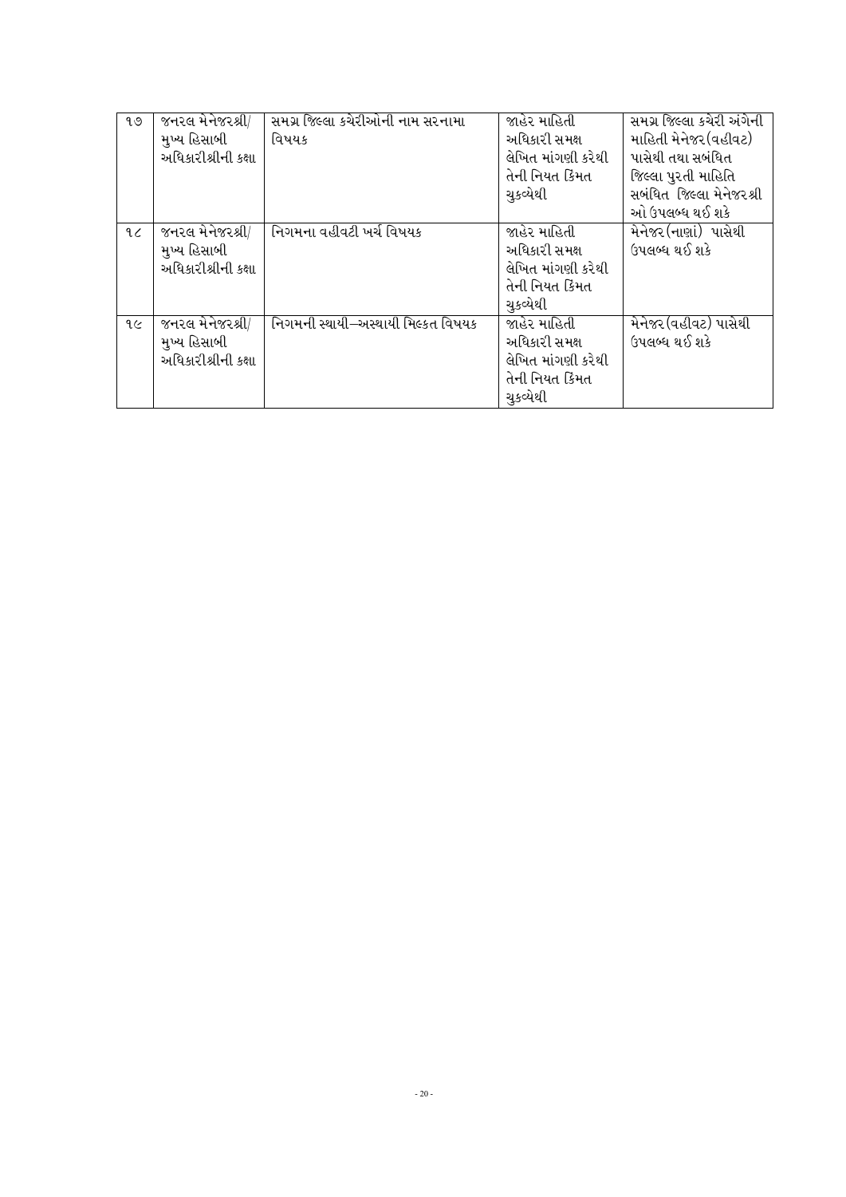| | | | | |
|---|---|---|---|---|
| ૧૭ | જનરલ મેનેજરશ્રી/ મુખ્ય હિસાબી અધિકારીશ્રીની કક્ષા | સમગ્ર જિલ્લા કચેરીઓની નામ સરનામા વિષયક | જાહેર માહિતી અધિકારી સમક્ષ લેખિત માંગણી કરેથી તેની નિયત કિંમત ચુકવ્યેથી | સમગ્ર જિલ્લા કચેરી અંગેની માહિતી મેનેજર(વહીવટ) પાસેથી તથા સબંધિત જિલ્લા પુરતી માહિતિ સબંધિત જિલ્લા મેનેજરશ્રી ઓ ઉપલબ્ધ થઈ શકે |
| ૧૮ | જનરલ મેનેજરશ્રી/ મુખ્ય હિસાબી અધિકારીશ્રીની કક્ષા | નિગમના વહીવટી ખર્ચ વિષયક | જાહેર માહિતી અધિકારી સમક્ષ લેખિત માંગણી કરેથી તેની નિયત કિંમત ચુકવ્યેથી | મેનેજર(નાણાં) પાસેથી ઉપલબ્ધ થઈ શકે |
| ૧૯ | જનરલ મેનેજરશ્રી/ મુખ્ય હિસાબી અધિકારીશ્રીની કક્ષા | નિગમની સ્થાયી–અસ્થાયી મિલ્કત વિષયક | જાહેર માહિતી અધિકારી સમક્ષ લેખિત માંગણી કરેથી તેની નિયત કિંમત ચુકવ્યેથી | મેનેજર(વહીવટ) પાસેથી ઉપલબ્ધ થઈ શકે |